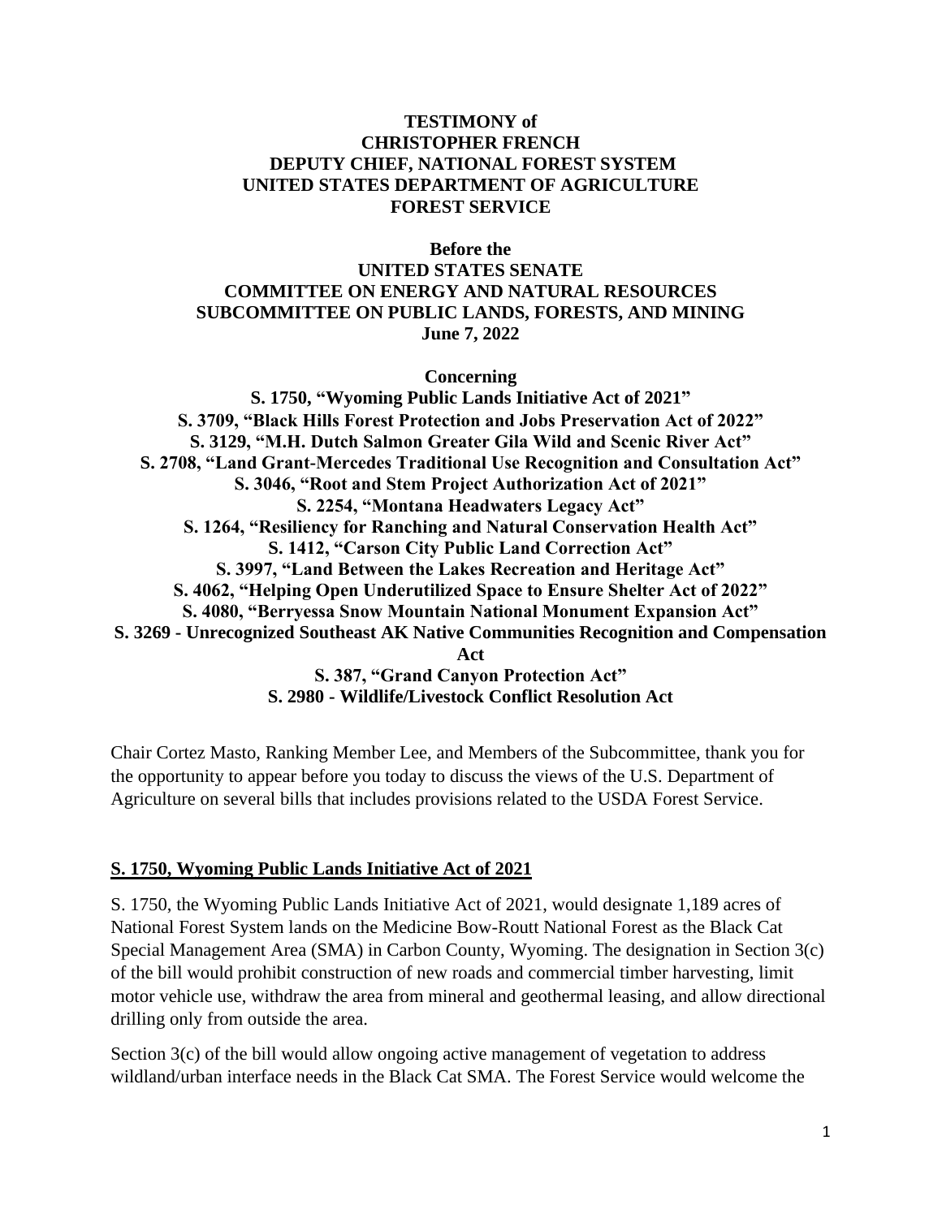**TESTIMONY of**
**CHRISTOPHER FRENCH**
**DEPUTY CHIEF, NATIONAL FOREST SYSTEM**
**UNITED STATES DEPARTMENT OF AGRICULTURE**
**FOREST SERVICE**

**Before the**
**UNITED STATES SENATE**
**COMMITTEE ON ENERGY AND NATURAL RESOURCES**
**SUBCOMMITTEE ON PUBLIC LANDS, FORESTS, AND MINING**
**June 7, 2022**

**Concerning**
**S. 1750, "Wyoming Public Lands Initiative Act of 2021"**
**S. 3709, "Black Hills Forest Protection and Jobs Preservation Act of 2022"**
**S. 3129, "M.H. Dutch Salmon Greater Gila Wild and Scenic River Act"**
**S. 2708, "Land Grant-Mercedes Traditional Use Recognition and Consultation Act"**
**S. 3046, "Root and Stem Project Authorization Act of 2021"**
**S. 2254, "Montana Headwaters Legacy Act"**
**S. 1264, "Resiliency for Ranching and Natural Conservation Health Act"**
**S. 1412, "Carson City Public Land Correction Act"**
**S. 3997, "Land Between the Lakes Recreation and Heritage Act"**
**S. 4062, "Helping Open Underutilized Space to Ensure Shelter Act of 2022"**
**S. 4080, "Berryessa Snow Mountain National Monument Expansion Act"**
**S. 3269 - Unrecognized Southeast AK Native Communities Recognition and Compensation Act**
**S. 387, "Grand Canyon Protection Act"**
**S. 2980 - Wildlife/Livestock Conflict Resolution Act**

Chair Cortez Masto, Ranking Member Lee, and Members of the Subcommittee, thank you for the opportunity to appear before you today to discuss the views of the U.S. Department of Agriculture on several bills that includes provisions related to the USDA Forest Service.

## S. 1750, Wyoming Public Lands Initiative Act of 2021

S. 1750, the Wyoming Public Lands Initiative Act of 2021, would designate 1,189 acres of National Forest System lands on the Medicine Bow-Routt National Forest as the Black Cat Special Management Area (SMA) in Carbon County, Wyoming. The designation in Section 3(c) of the bill would prohibit construction of new roads and commercial timber harvesting, limit motor vehicle use, withdraw the area from mineral and geothermal leasing, and allow directional drilling only from outside the area.

Section 3(c) of the bill would allow ongoing active management of vegetation to address wildland/urban interface needs in the Black Cat SMA. The Forest Service would welcome the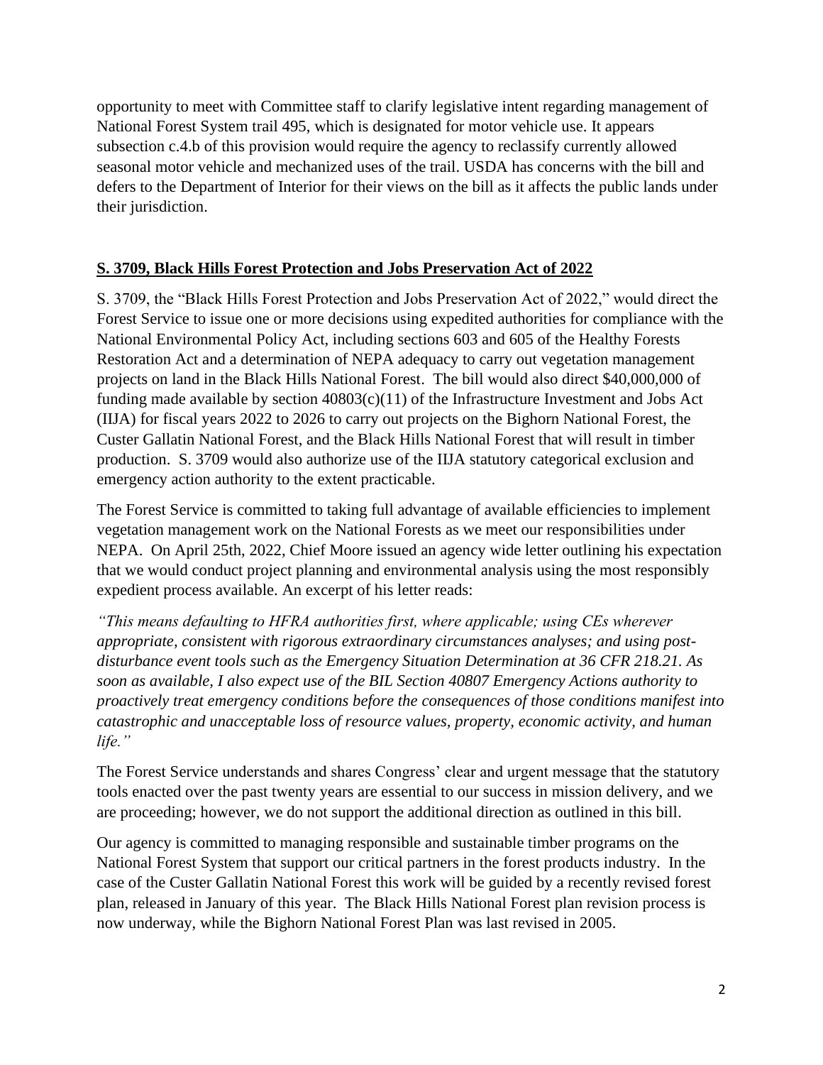opportunity to meet with Committee staff to clarify legislative intent regarding management of National Forest System trail 495, which is designated for motor vehicle use. It appears subsection c.4.b of this provision would require the agency to reclassify currently allowed seasonal motor vehicle and mechanized uses of the trail. USDA has concerns with the bill and defers to the Department of Interior for their views on the bill as it affects the public lands under their jurisdiction.

## S. 3709, Black Hills Forest Protection and Jobs Preservation Act of 2022

S. 3709, the "Black Hills Forest Protection and Jobs Preservation Act of 2022," would direct the Forest Service to issue one or more decisions using expedited authorities for compliance with the National Environmental Policy Act, including sections 603 and 605 of the Healthy Forests Restoration Act and a determination of NEPA adequacy to carry out vegetation management projects on land in the Black Hills National Forest. The bill would also direct $40,000,000 of funding made available by section 40803(c)(11) of the Infrastructure Investment and Jobs Act (IIJA) for fiscal years 2022 to 2026 to carry out projects on the Bighorn National Forest, the Custer Gallatin National Forest, and the Black Hills National Forest that will result in timber production. S. 3709 would also authorize use of the IIJA statutory categorical exclusion and emergency action authority to the extent practicable.

The Forest Service is committed to taking full advantage of available efficiencies to implement vegetation management work on the National Forests as we meet our responsibilities under NEPA. On April 25th, 2022, Chief Moore issued an agency wide letter outlining his expectation that we would conduct project planning and environmental analysis using the most responsibly expedient process available. An excerpt of his letter reads:

*"This means defaulting to HFRA authorities first, where applicable; using CEs wherever appropriate, consistent with rigorous extraordinary circumstances analyses; and using post-disturbance event tools such as the Emergency Situation Determination at 36 CFR 218.21. As soon as available, I also expect use of the BIL Section 40807 Emergency Actions authority to proactively treat emergency conditions before the consequences of those conditions manifest into catastrophic and unacceptable loss of resource values, property, economic activity, and human life."*

The Forest Service understands and shares Congress' clear and urgent message that the statutory tools enacted over the past twenty years are essential to our success in mission delivery, and we are proceeding; however, we do not support the additional direction as outlined in this bill.

Our agency is committed to managing responsible and sustainable timber programs on the National Forest System that support our critical partners in the forest products industry. In the case of the Custer Gallatin National Forest this work will be guided by a recently revised forest plan, released in January of this year. The Black Hills National Forest plan revision process is now underway, while the Bighorn National Forest Plan was last revised in 2005.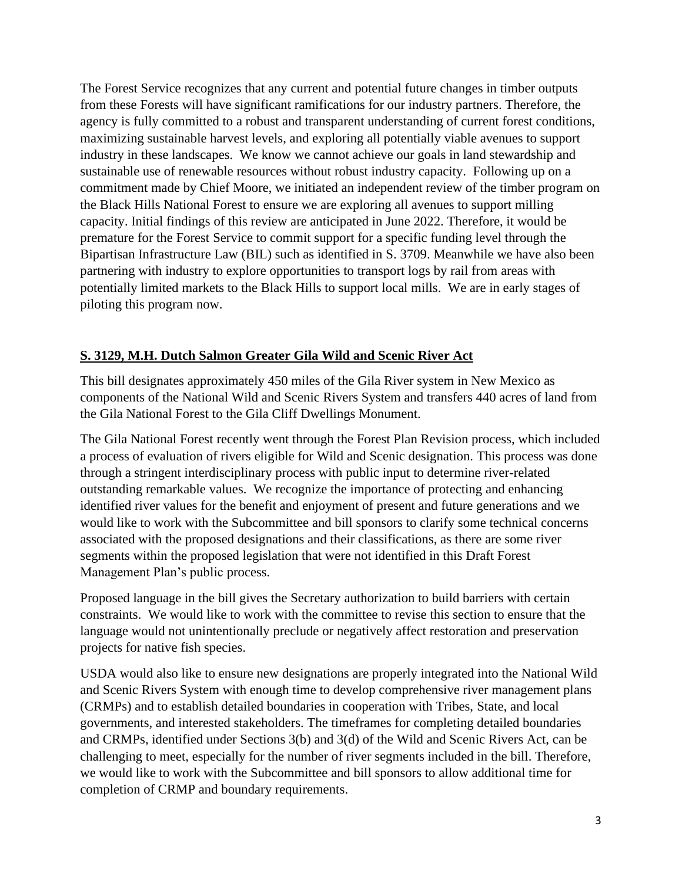The Forest Service recognizes that any current and potential future changes in timber outputs from these Forests will have significant ramifications for our industry partners. Therefore, the agency is fully committed to a robust and transparent understanding of current forest conditions, maximizing sustainable harvest levels, and exploring all potentially viable avenues to support industry in these landscapes. We know we cannot achieve our goals in land stewardship and sustainable use of renewable resources without robust industry capacity. Following up on a commitment made by Chief Moore, we initiated an independent review of the timber program on the Black Hills National Forest to ensure we are exploring all avenues to support milling capacity. Initial findings of this review are anticipated in June 2022. Therefore, it would be premature for the Forest Service to commit support for a specific funding level through the Bipartisan Infrastructure Law (BIL) such as identified in S. 3709. Meanwhile we have also been partnering with industry to explore opportunities to transport logs by rail from areas with potentially limited markets to the Black Hills to support local mills. We are in early stages of piloting this program now.

## S. 3129, M.H. Dutch Salmon Greater Gila Wild and Scenic River Act

This bill designates approximately 450 miles of the Gila River system in New Mexico as components of the National Wild and Scenic Rivers System and transfers 440 acres of land from the Gila National Forest to the Gila Cliff Dwellings Monument.

The Gila National Forest recently went through the Forest Plan Revision process, which included a process of evaluation of rivers eligible for Wild and Scenic designation. This process was done through a stringent interdisciplinary process with public input to determine river-related outstanding remarkable values. We recognize the importance of protecting and enhancing identified river values for the benefit and enjoyment of present and future generations and we would like to work with the Subcommittee and bill sponsors to clarify some technical concerns associated with the proposed designations and their classifications, as there are some river segments within the proposed legislation that were not identified in this Draft Forest Management Plan's public process.

Proposed language in the bill gives the Secretary authorization to build barriers with certain constraints. We would like to work with the committee to revise this section to ensure that the language would not unintentionally preclude or negatively affect restoration and preservation projects for native fish species.

USDA would also like to ensure new designations are properly integrated into the National Wild and Scenic Rivers System with enough time to develop comprehensive river management plans (CRMPs) and to establish detailed boundaries in cooperation with Tribes, State, and local governments, and interested stakeholders. The timeframes for completing detailed boundaries and CRMPs, identified under Sections 3(b) and 3(d) of the Wild and Scenic Rivers Act, can be challenging to meet, especially for the number of river segments included in the bill. Therefore, we would like to work with the Subcommittee and bill sponsors to allow additional time for completion of CRMP and boundary requirements.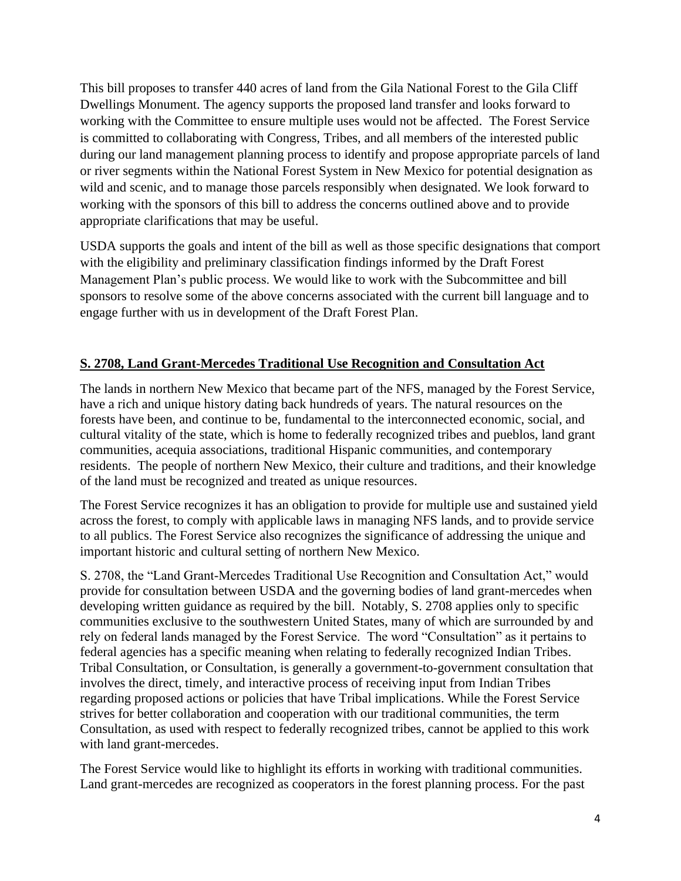This bill proposes to transfer 440 acres of land from the Gila National Forest to the Gila Cliff Dwellings Monument. The agency supports the proposed land transfer and looks forward to working with the Committee to ensure multiple uses would not be affected. The Forest Service is committed to collaborating with Congress, Tribes, and all members of the interested public during our land management planning process to identify and propose appropriate parcels of land or river segments within the National Forest System in New Mexico for potential designation as wild and scenic, and to manage those parcels responsibly when designated. We look forward to working with the sponsors of this bill to address the concerns outlined above and to provide appropriate clarifications that may be useful.

USDA supports the goals and intent of the bill as well as those specific designations that comport with the eligibility and preliminary classification findings informed by the Draft Forest Management Plan's public process. We would like to work with the Subcommittee and bill sponsors to resolve some of the above concerns associated with the current bill language and to engage further with us in development of the Draft Forest Plan.

## S. 2708, Land Grant-Mercedes Traditional Use Recognition and Consultation Act

The lands in northern New Mexico that became part of the NFS, managed by the Forest Service, have a rich and unique history dating back hundreds of years. The natural resources on the forests have been, and continue to be, fundamental to the interconnected economic, social, and cultural vitality of the state, which is home to federally recognized tribes and pueblos, land grant communities, acequia associations, traditional Hispanic communities, and contemporary residents. The people of northern New Mexico, their culture and traditions, and their knowledge of the land must be recognized and treated as unique resources.

The Forest Service recognizes it has an obligation to provide for multiple use and sustained yield across the forest, to comply with applicable laws in managing NFS lands, and to provide service to all publics. The Forest Service also recognizes the significance of addressing the unique and important historic and cultural setting of northern New Mexico.

S. 2708, the "Land Grant-Mercedes Traditional Use Recognition and Consultation Act," would provide for consultation between USDA and the governing bodies of land grant-mercedes when developing written guidance as required by the bill. Notably, S. 2708 applies only to specific communities exclusive to the southwestern United States, many of which are surrounded by and rely on federal lands managed by the Forest Service. The word "Consultation" as it pertains to federal agencies has a specific meaning when relating to federally recognized Indian Tribes. Tribal Consultation, or Consultation, is generally a government-to-government consultation that involves the direct, timely, and interactive process of receiving input from Indian Tribes regarding proposed actions or policies that have Tribal implications. While the Forest Service strives for better collaboration and cooperation with our traditional communities, the term Consultation, as used with respect to federally recognized tribes, cannot be applied to this work with land grant-mercedes.

The Forest Service would like to highlight its efforts in working with traditional communities. Land grant-mercedes are recognized as cooperators in the forest planning process. For the past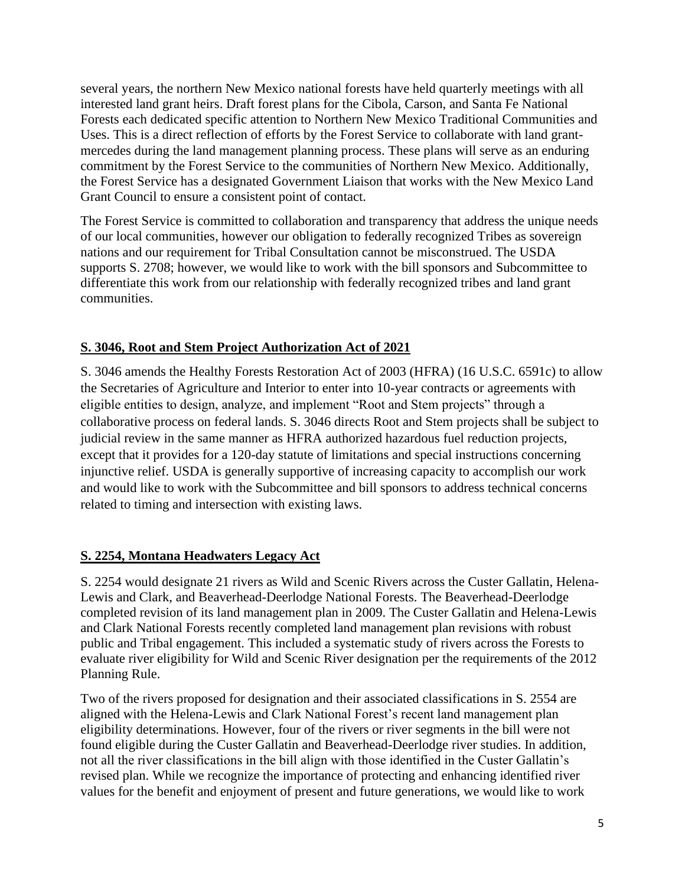several years, the northern New Mexico national forests have held quarterly meetings with all interested land grant heirs. Draft forest plans for the Cibola, Carson, and Santa Fe National Forests each dedicated specific attention to Northern New Mexico Traditional Communities and Uses. This is a direct reflection of efforts by the Forest Service to collaborate with land grant-mercedes during the land management planning process. These plans will serve as an enduring commitment by the Forest Service to the communities of Northern New Mexico. Additionally, the Forest Service has a designated Government Liaison that works with the New Mexico Land Grant Council to ensure a consistent point of contact.

The Forest Service is committed to collaboration and transparency that address the unique needs of our local communities, however our obligation to federally recognized Tribes as sovereign nations and our requirement for Tribal Consultation cannot be misconstrued. The USDA supports S. 2708; however, we would like to work with the bill sponsors and Subcommittee to differentiate this work from our relationship with federally recognized tribes and land grant communities.

**S. 3046, Root and Stem Project Authorization Act of 2021**

S. 3046 amends the Healthy Forests Restoration Act of 2003 (HFRA) (16 U.S.C. 6591c) to allow the Secretaries of Agriculture and Interior to enter into 10-year contracts or agreements with eligible entities to design, analyze, and implement "Root and Stem projects" through a collaborative process on federal lands. S. 3046 directs Root and Stem projects shall be subject to judicial review in the same manner as HFRA authorized hazardous fuel reduction projects, except that it provides for a 120-day statute of limitations and special instructions concerning injunctive relief. USDA is generally supportive of increasing capacity to accomplish our work and would like to work with the Subcommittee and bill sponsors to address technical concerns related to timing and intersection with existing laws.

**S. 2254, Montana Headwaters Legacy Act**

S. 2254 would designate 21 rivers as Wild and Scenic Rivers across the Custer Gallatin, Helena-Lewis and Clark, and Beaverhead-Deerlodge National Forests. The Beaverhead-Deerlodge completed revision of its land management plan in 2009. The Custer Gallatin and Helena-Lewis and Clark National Forests recently completed land management plan revisions with robust public and Tribal engagement. This included a systematic study of rivers across the Forests to evaluate river eligibility for Wild and Scenic River designation per the requirements of the 2012 Planning Rule.

Two of the rivers proposed for designation and their associated classifications in S. 2554 are aligned with the Helena-Lewis and Clark National Forest's recent land management plan eligibility determinations. However, four of the rivers or river segments in the bill were not found eligible during the Custer Gallatin and Beaverhead-Deerlodge river studies. In addition, not all the river classifications in the bill align with those identified in the Custer Gallatin's revised plan. While we recognize the importance of protecting and enhancing identified river values for the benefit and enjoyment of present and future generations, we would like to work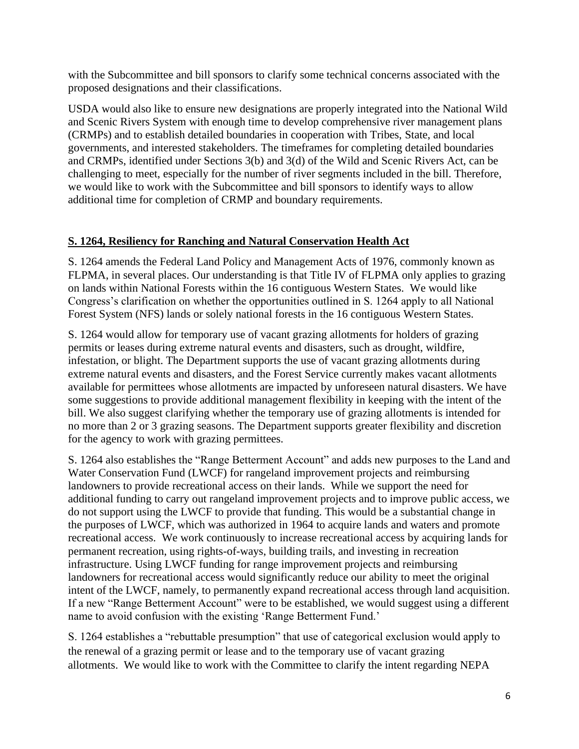with the Subcommittee and bill sponsors to clarify some technical concerns associated with the proposed designations and their classifications.

USDA would also like to ensure new designations are properly integrated into the National Wild and Scenic Rivers System with enough time to develop comprehensive river management plans (CRMPs) and to establish detailed boundaries in cooperation with Tribes, State, and local governments, and interested stakeholders. The timeframes for completing detailed boundaries and CRMPs, identified under Sections 3(b) and 3(d) of the Wild and Scenic Rivers Act, can be challenging to meet, especially for the number of river segments included in the bill. Therefore, we would like to work with the Subcommittee and bill sponsors to identify ways to allow additional time for completion of CRMP and boundary requirements.

**S. 1264, Resiliency for Ranching and Natural Conservation Health Act**

S. 1264 amends the Federal Land Policy and Management Acts of 1976, commonly known as FLPMA, in several places. Our understanding is that Title IV of FLPMA only applies to grazing on lands within National Forests within the 16 contiguous Western States. We would like Congress's clarification on whether the opportunities outlined in S. 1264 apply to all National Forest System (NFS) lands or solely national forests in the 16 contiguous Western States.

S. 1264 would allow for temporary use of vacant grazing allotments for holders of grazing permits or leases during extreme natural events and disasters, such as drought, wildfire, infestation, or blight. The Department supports the use of vacant grazing allotments during extreme natural events and disasters, and the Forest Service currently makes vacant allotments available for permittees whose allotments are impacted by unforeseen natural disasters. We have some suggestions to provide additional management flexibility in keeping with the intent of the bill. We also suggest clarifying whether the temporary use of grazing allotments is intended for no more than 2 or 3 grazing seasons. The Department supports greater flexibility and discretion for the agency to work with grazing permittees.

S. 1264 also establishes the "Range Betterment Account" and adds new purposes to the Land and Water Conservation Fund (LWCF) for rangeland improvement projects and reimbursing landowners to provide recreational access on their lands. While we support the need for additional funding to carry out rangeland improvement projects and to improve public access, we do not support using the LWCF to provide that funding. This would be a substantial change in the purposes of LWCF, which was authorized in 1964 to acquire lands and waters and promote recreational access. We work continuously to increase recreational access by acquiring lands for permanent recreation, using rights-of-ways, building trails, and investing in recreation infrastructure. Using LWCF funding for range improvement projects and reimbursing landowners for recreational access would significantly reduce our ability to meet the original intent of the LWCF, namely, to permanently expand recreational access through land acquisition. If a new "Range Betterment Account" were to be established, we would suggest using a different name to avoid confusion with the existing 'Range Betterment Fund.'

S. 1264 establishes a "rebuttable presumption" that use of categorical exclusion would apply to the renewal of a grazing permit or lease and to the temporary use of vacant grazing allotments. We would like to work with the Committee to clarify the intent regarding NEPA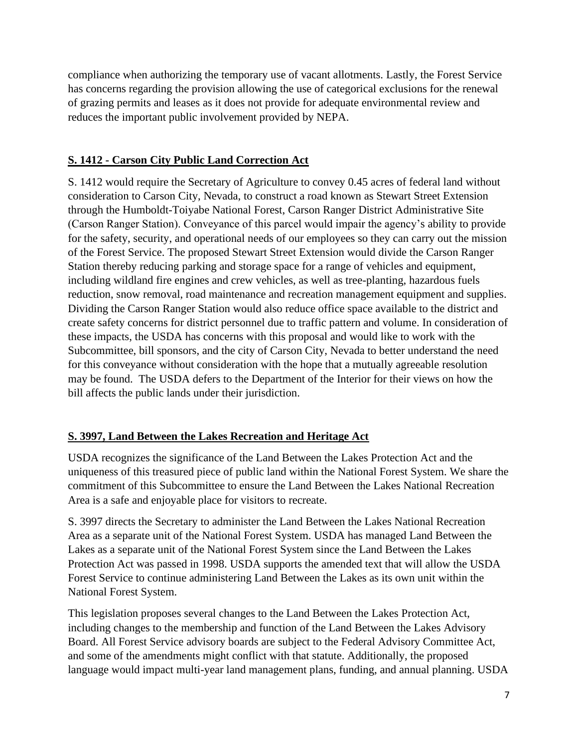compliance when authorizing the temporary use of vacant allotments. Lastly, the Forest Service has concerns regarding the provision allowing the use of categorical exclusions for the renewal of grazing permits and leases as it does not provide for adequate environmental review and reduces the important public involvement provided by NEPA.

## S. 1412 - Carson City Public Land Correction Act

S. 1412 would require the Secretary of Agriculture to convey 0.45 acres of federal land without consideration to Carson City, Nevada, to construct a road known as Stewart Street Extension through the Humboldt-Toiyabe National Forest, Carson Ranger District Administrative Site (Carson Ranger Station). Conveyance of this parcel would impair the agency's ability to provide for the safety, security, and operational needs of our employees so they can carry out the mission of the Forest Service. The proposed Stewart Street Extension would divide the Carson Ranger Station thereby reducing parking and storage space for a range of vehicles and equipment, including wildland fire engines and crew vehicles, as well as tree-planting, hazardous fuels reduction, snow removal, road maintenance and recreation management equipment and supplies. Dividing the Carson Ranger Station would also reduce office space available to the district and create safety concerns for district personnel due to traffic pattern and volume. In consideration of these impacts, the USDA has concerns with this proposal and would like to work with the Subcommittee, bill sponsors, and the city of Carson City, Nevada to better understand the need for this conveyance without consideration with the hope that a mutually agreeable resolution may be found. The USDA defers to the Department of the Interior for their views on how the bill affects the public lands under their jurisdiction.

## S. 3997, Land Between the Lakes Recreation and Heritage Act

USDA recognizes the significance of the Land Between the Lakes Protection Act and the uniqueness of this treasured piece of public land within the National Forest System. We share the commitment of this Subcommittee to ensure the Land Between the Lakes National Recreation Area is a safe and enjoyable place for visitors to recreate.

S. 3997 directs the Secretary to administer the Land Between the Lakes National Recreation Area as a separate unit of the National Forest System. USDA has managed Land Between the Lakes as a separate unit of the National Forest System since the Land Between the Lakes Protection Act was passed in 1998. USDA supports the amended text that will allow the USDA Forest Service to continue administering Land Between the Lakes as its own unit within the National Forest System.

This legislation proposes several changes to the Land Between the Lakes Protection Act, including changes to the membership and function of the Land Between the Lakes Advisory Board. All Forest Service advisory boards are subject to the Federal Advisory Committee Act, and some of the amendments might conflict with that statute. Additionally, the proposed language would impact multi-year land management plans, funding, and annual planning. USDA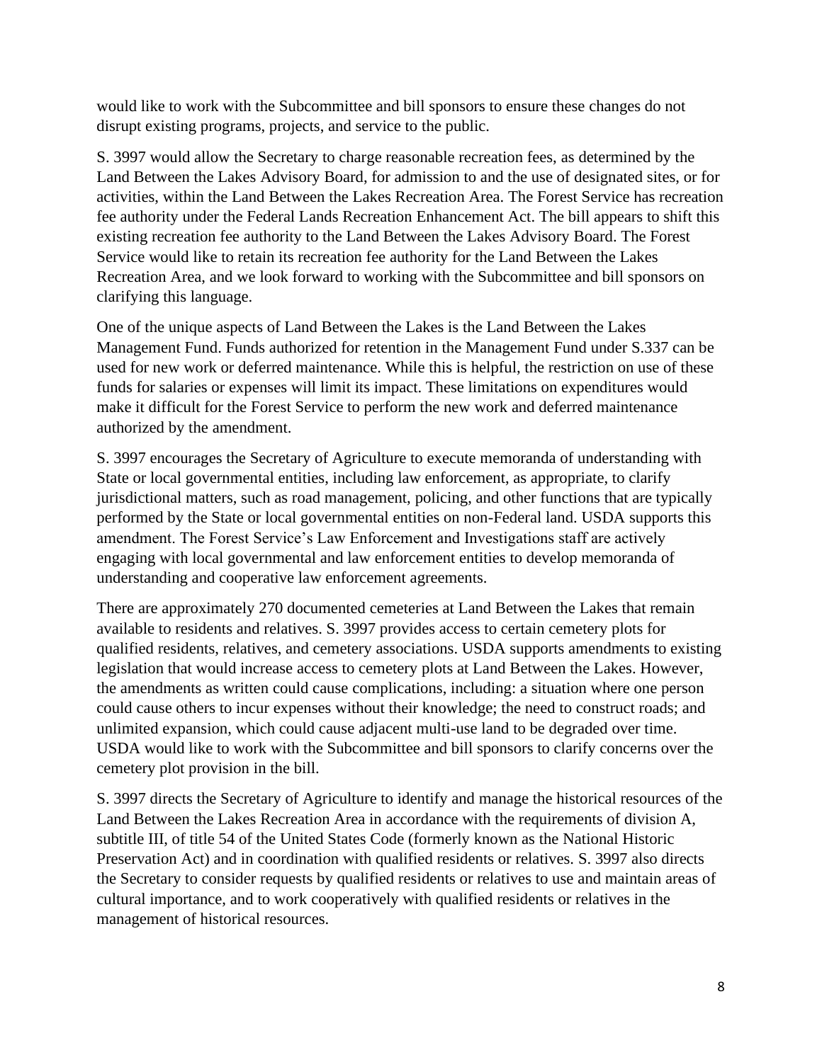would like to work with the Subcommittee and bill sponsors to ensure these changes do not disrupt existing programs, projects, and service to the public.

S. 3997 would allow the Secretary to charge reasonable recreation fees, as determined by the Land Between the Lakes Advisory Board, for admission to and the use of designated sites, or for activities, within the Land Between the Lakes Recreation Area. The Forest Service has recreation fee authority under the Federal Lands Recreation Enhancement Act. The bill appears to shift this existing recreation fee authority to the Land Between the Lakes Advisory Board. The Forest Service would like to retain its recreation fee authority for the Land Between the Lakes Recreation Area, and we look forward to working with the Subcommittee and bill sponsors on clarifying this language.

One of the unique aspects of Land Between the Lakes is the Land Between the Lakes Management Fund. Funds authorized for retention in the Management Fund under S.337 can be used for new work or deferred maintenance. While this is helpful, the restriction on use of these funds for salaries or expenses will limit its impact. These limitations on expenditures would make it difficult for the Forest Service to perform the new work and deferred maintenance authorized by the amendment.

S. 3997 encourages the Secretary of Agriculture to execute memoranda of understanding with State or local governmental entities, including law enforcement, as appropriate, to clarify jurisdictional matters, such as road management, policing, and other functions that are typically performed by the State or local governmental entities on non-Federal land. USDA supports this amendment. The Forest Service's Law Enforcement and Investigations staff are actively engaging with local governmental and law enforcement entities to develop memoranda of understanding and cooperative law enforcement agreements.

There are approximately 270 documented cemeteries at Land Between the Lakes that remain available to residents and relatives. S. 3997 provides access to certain cemetery plots for qualified residents, relatives, and cemetery associations. USDA supports amendments to existing legislation that would increase access to cemetery plots at Land Between the Lakes. However, the amendments as written could cause complications, including: a situation where one person could cause others to incur expenses without their knowledge; the need to construct roads; and unlimited expansion, which could cause adjacent multi-use land to be degraded over time. USDA would like to work with the Subcommittee and bill sponsors to clarify concerns over the cemetery plot provision in the bill.

S. 3997 directs the Secretary of Agriculture to identify and manage the historical resources of the Land Between the Lakes Recreation Area in accordance with the requirements of division A, subtitle III, of title 54 of the United States Code (formerly known as the National Historic Preservation Act) and in coordination with qualified residents or relatives. S. 3997 also directs the Secretary to consider requests by qualified residents or relatives to use and maintain areas of cultural importance, and to work cooperatively with qualified residents or relatives in the management of historical resources.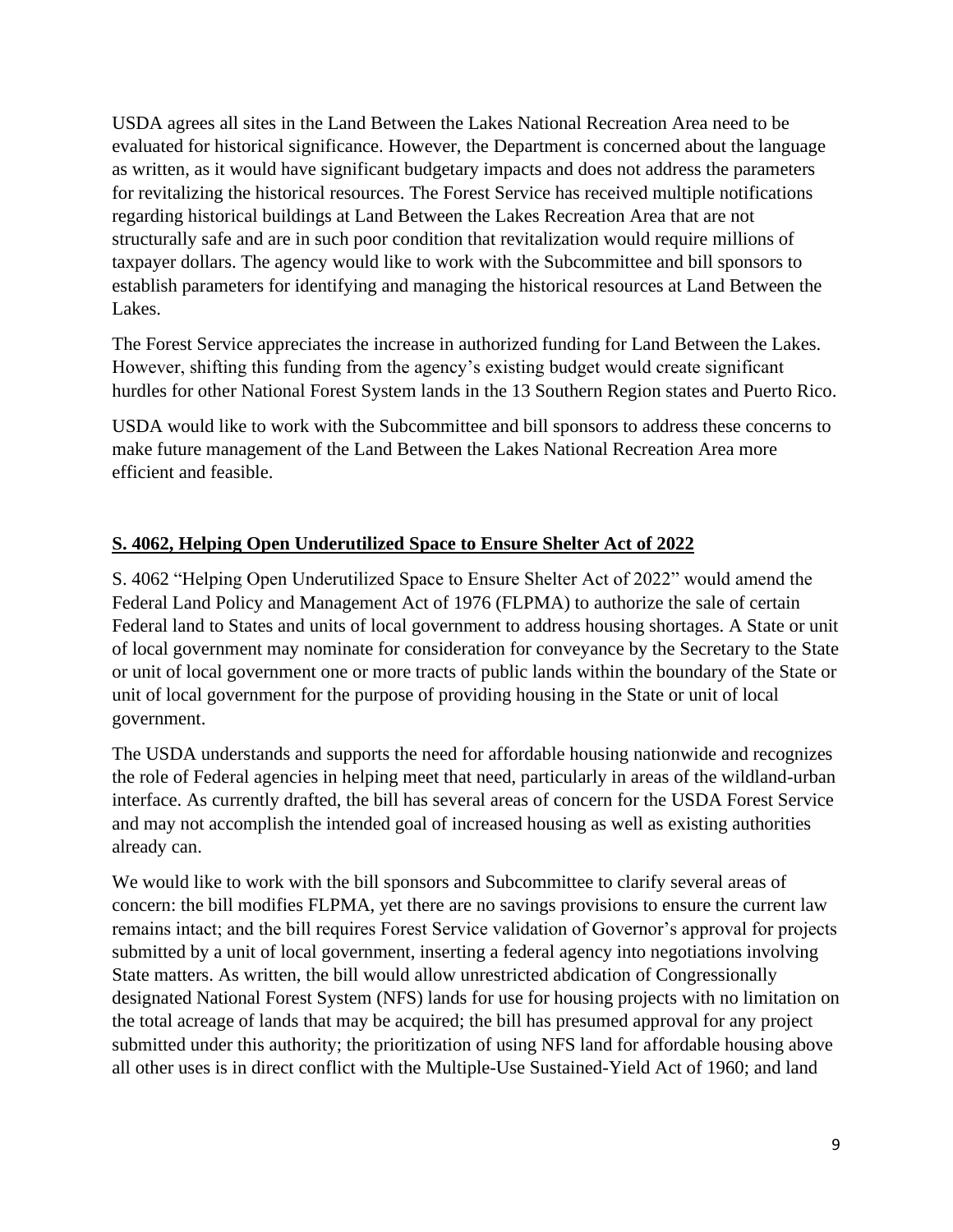USDA agrees all sites in the Land Between the Lakes National Recreation Area need to be evaluated for historical significance. However, the Department is concerned about the language as written, as it would have significant budgetary impacts and does not address the parameters for revitalizing the historical resources. The Forest Service has received multiple notifications regarding historical buildings at Land Between the Lakes Recreation Area that are not structurally safe and are in such poor condition that revitalization would require millions of taxpayer dollars. The agency would like to work with the Subcommittee and bill sponsors to establish parameters for identifying and managing the historical resources at Land Between the Lakes.

The Forest Service appreciates the increase in authorized funding for Land Between the Lakes. However, shifting this funding from the agency's existing budget would create significant hurdles for other National Forest System lands in the 13 Southern Region states and Puerto Rico.

USDA would like to work with the Subcommittee and bill sponsors to address these concerns to make future management of the Land Between the Lakes National Recreation Area more efficient and feasible.

## **S. 4062, Helping Open Underutilized Space to Ensure Shelter Act of 2022**

S. 4062 "Helping Open Underutilized Space to Ensure Shelter Act of 2022" would amend the Federal Land Policy and Management Act of 1976 (FLPMA) to authorize the sale of certain Federal land to States and units of local government to address housing shortages. A State or unit of local government may nominate for consideration for conveyance by the Secretary to the State or unit of local government one or more tracts of public lands within the boundary of the State or unit of local government for the purpose of providing housing in the State or unit of local government.

The USDA understands and supports the need for affordable housing nationwide and recognizes the role of Federal agencies in helping meet that need, particularly in areas of the wildland-urban interface. As currently drafted, the bill has several areas of concern for the USDA Forest Service and may not accomplish the intended goal of increased housing as well as existing authorities already can.

We would like to work with the bill sponsors and Subcommittee to clarify several areas of concern: the bill modifies FLPMA, yet there are no savings provisions to ensure the current law remains intact; and the bill requires Forest Service validation of Governor's approval for projects submitted by a unit of local government, inserting a federal agency into negotiations involving State matters. As written, the bill would allow unrestricted abdication of Congressionally designated National Forest System (NFS) lands for use for housing projects with no limitation on the total acreage of lands that may be acquired; the bill has presumed approval for any project submitted under this authority; the prioritization of using NFS land for affordable housing above all other uses is in direct conflict with the Multiple-Use Sustained-Yield Act of 1960; and land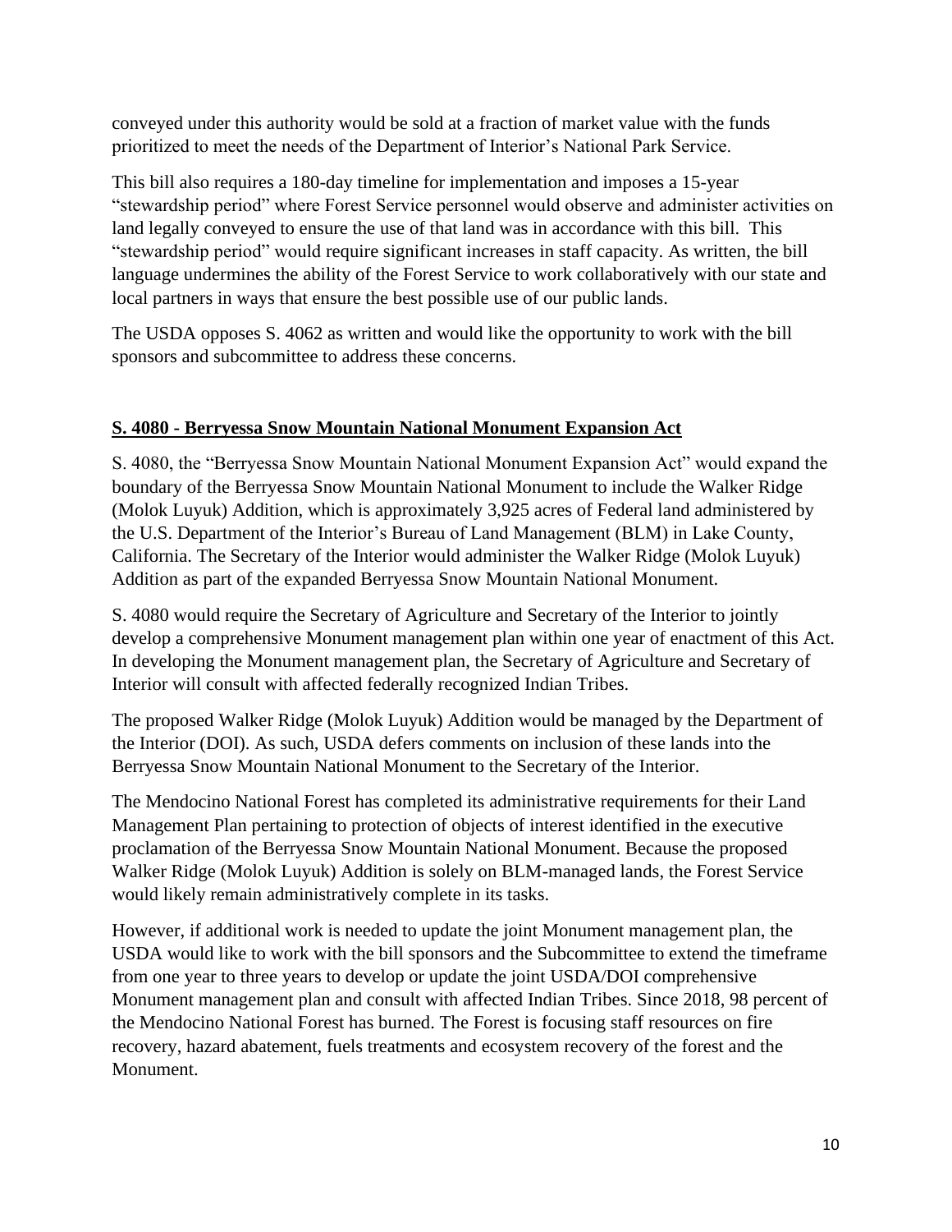conveyed under this authority would be sold at a fraction of market value with the funds prioritized to meet the needs of the Department of Interior's National Park Service.

This bill also requires a 180-day timeline for implementation and imposes a 15-year "stewardship period" where Forest Service personnel would observe and administer activities on land legally conveyed to ensure the use of that land was in accordance with this bill. This "stewardship period" would require significant increases in staff capacity. As written, the bill language undermines the ability of the Forest Service to work collaboratively with our state and local partners in ways that ensure the best possible use of our public lands.

The USDA opposes S. 4062 as written and would like the opportunity to work with the bill sponsors and subcommittee to address these concerns.

## S. 4080 - Berryessa Snow Mountain National Monument Expansion Act

S. 4080, the "Berryessa Snow Mountain National Monument Expansion Act" would expand the boundary of the Berryessa Snow Mountain National Monument to include the Walker Ridge (Molok Luyuk) Addition, which is approximately 3,925 acres of Federal land administered by the U.S. Department of the Interior's Bureau of Land Management (BLM) in Lake County, California. The Secretary of the Interior would administer the Walker Ridge (Molok Luyuk) Addition as part of the expanded Berryessa Snow Mountain National Monument.

S. 4080 would require the Secretary of Agriculture and Secretary of the Interior to jointly develop a comprehensive Monument management plan within one year of enactment of this Act. In developing the Monument management plan, the Secretary of Agriculture and Secretary of Interior will consult with affected federally recognized Indian Tribes.

The proposed Walker Ridge (Molok Luyuk) Addition would be managed by the Department of the Interior (DOI). As such, USDA defers comments on inclusion of these lands into the Berryessa Snow Mountain National Monument to the Secretary of the Interior.

The Mendocino National Forest has completed its administrative requirements for their Land Management Plan pertaining to protection of objects of interest identified in the executive proclamation of the Berryessa Snow Mountain National Monument. Because the proposed Walker Ridge (Molok Luyuk) Addition is solely on BLM-managed lands, the Forest Service would likely remain administratively complete in its tasks.

However, if additional work is needed to update the joint Monument management plan, the USDA would like to work with the bill sponsors and the Subcommittee to extend the timeframe from one year to three years to develop or update the joint USDA/DOI comprehensive Monument management plan and consult with affected Indian Tribes. Since 2018, 98 percent of the Mendocino National Forest has burned. The Forest is focusing staff resources on fire recovery, hazard abatement, fuels treatments and ecosystem recovery of the forest and the Monument.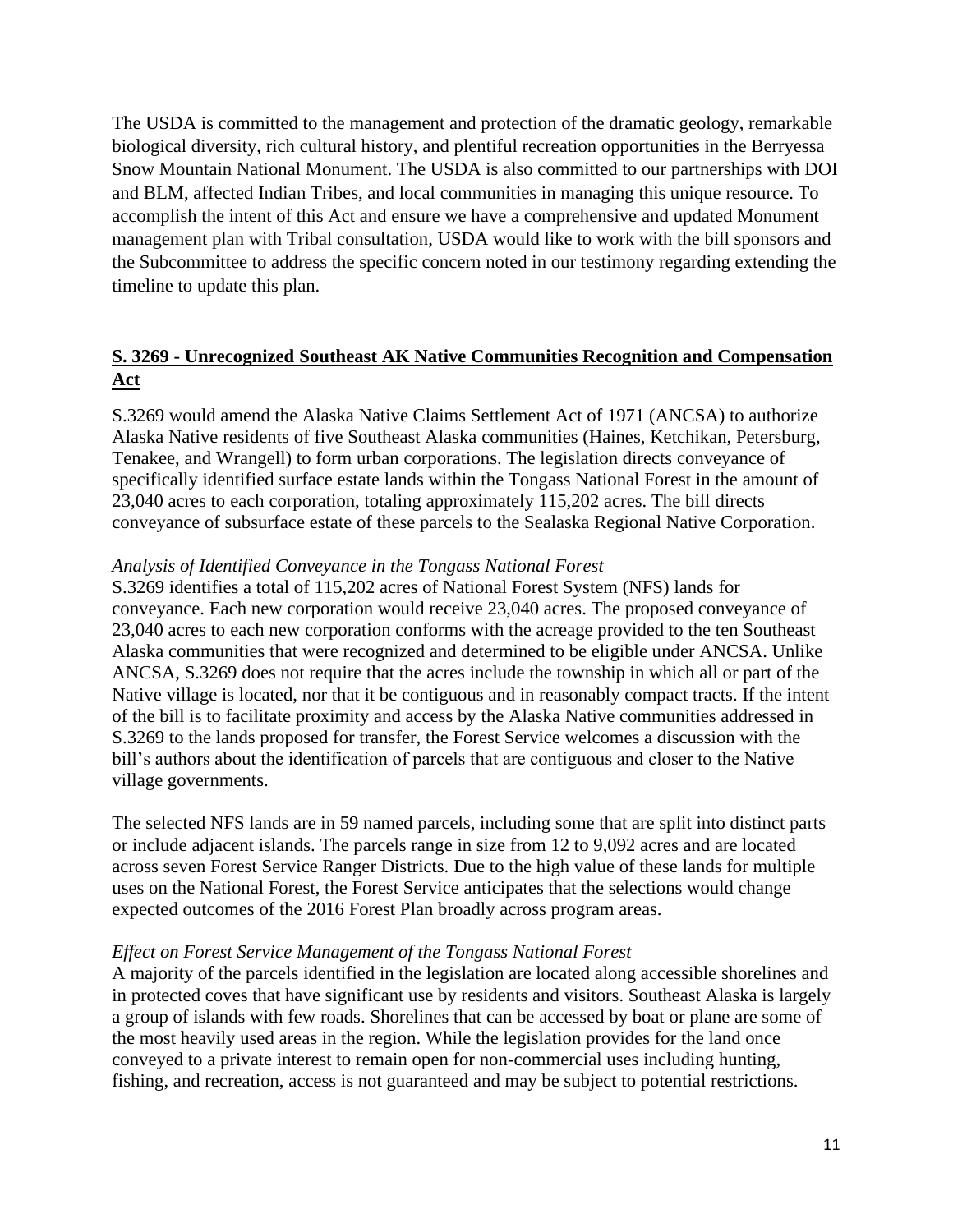The USDA is committed to the management and protection of the dramatic geology, remarkable biological diversity, rich cultural history, and plentiful recreation opportunities in the Berryessa Snow Mountain National Monument. The USDA is also committed to our partnerships with DOI and BLM, affected Indian Tribes, and local communities in managing this unique resource. To accomplish the intent of this Act and ensure we have a comprehensive and updated Monument management plan with Tribal consultation, USDA would like to work with the bill sponsors and the Subcommittee to address the specific concern noted in our testimony regarding extending the timeline to update this plan.

## **S. 3269 - Unrecognized Southeast AK Native Communities Recognition and Compensation Act**

S.3269 would amend the Alaska Native Claims Settlement Act of 1971 (ANCSA) to authorize Alaska Native residents of five Southeast Alaska communities (Haines, Ketchikan, Petersburg, Tenakee, and Wrangell) to form urban corporations. The legislation directs conveyance of specifically identified surface estate lands within the Tongass National Forest in the amount of 23,040 acres to each corporation, totaling approximately 115,202 acres. The bill directs conveyance of subsurface estate of these parcels to the Sealaska Regional Native Corporation.

*Analysis of Identified Conveyance in the Tongass National Forest*

S.3269 identifies a total of 115,202 acres of National Forest System (NFS) lands for conveyance. Each new corporation would receive 23,040 acres. The proposed conveyance of 23,040 acres to each new corporation conforms with the acreage provided to the ten Southeast Alaska communities that were recognized and determined to be eligible under ANCSA. Unlike ANCSA, S.3269 does not require that the acres include the township in which all or part of the Native village is located, nor that it be contiguous and in reasonably compact tracts. If the intent of the bill is to facilitate proximity and access by the Alaska Native communities addressed in S.3269 to the lands proposed for transfer, the Forest Service welcomes a discussion with the bill's authors about the identification of parcels that are contiguous and closer to the Native village governments.

The selected NFS lands are in 59 named parcels, including some that are split into distinct parts or include adjacent islands. The parcels range in size from 12 to 9,092 acres and are located across seven Forest Service Ranger Districts. Due to the high value of these lands for multiple uses on the National Forest, the Forest Service anticipates that the selections would change expected outcomes of the 2016 Forest Plan broadly across program areas.

*Effect on Forest Service Management of the Tongass National Forest*

A majority of the parcels identified in the legislation are located along accessible shorelines and in protected coves that have significant use by residents and visitors. Southeast Alaska is largely a group of islands with few roads. Shorelines that can be accessed by boat or plane are some of the most heavily used areas in the region. While the legislation provides for the land once conveyed to a private interest to remain open for non-commercial uses including hunting, fishing, and recreation, access is not guaranteed and may be subject to potential restrictions.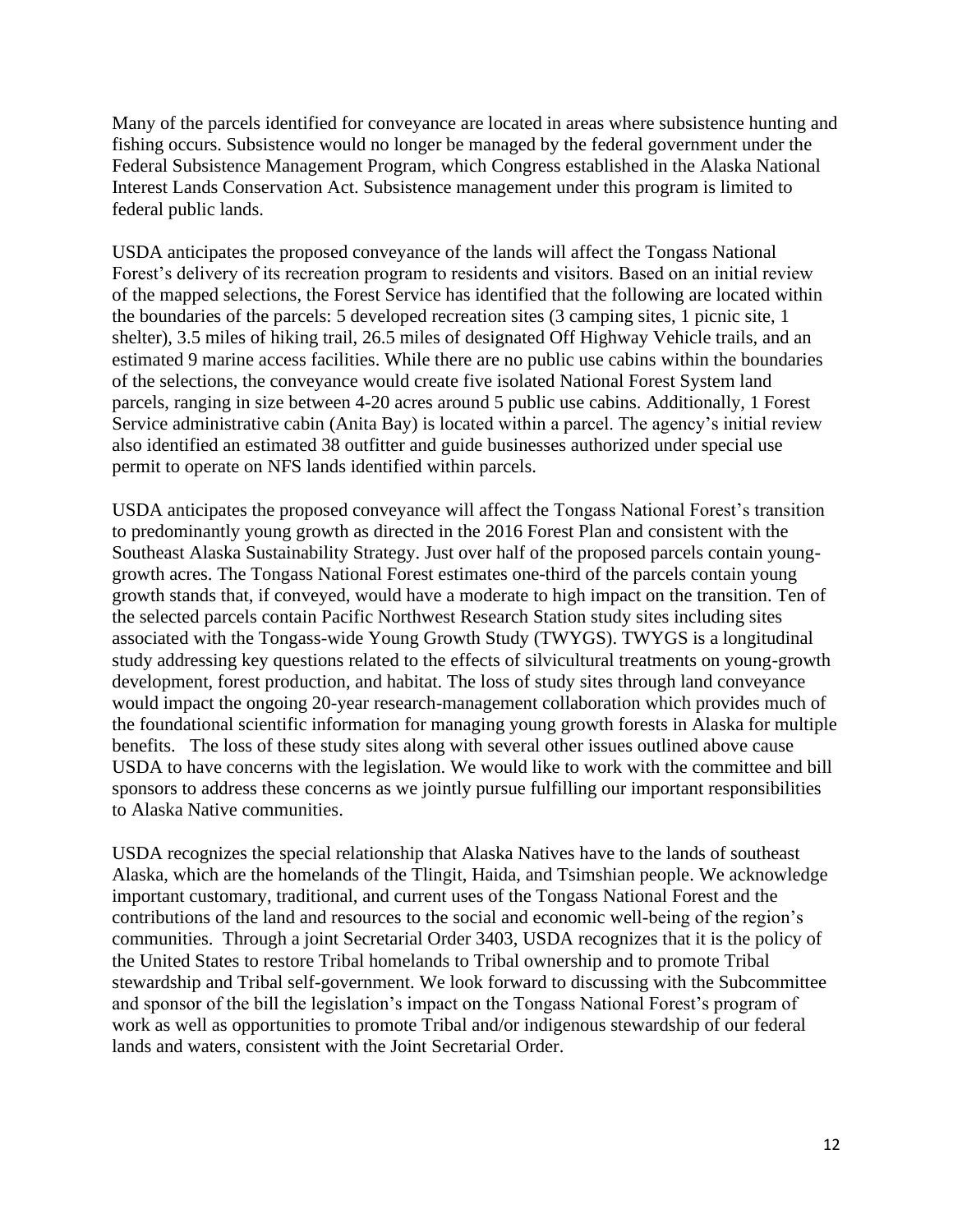Many of the parcels identified for conveyance are located in areas where subsistence hunting and fishing occurs. Subsistence would no longer be managed by the federal government under the Federal Subsistence Management Program, which Congress established in the Alaska National Interest Lands Conservation Act. Subsistence management under this program is limited to federal public lands.

USDA anticipates the proposed conveyance of the lands will affect the Tongass National Forest's delivery of its recreation program to residents and visitors. Based on an initial review of the mapped selections, the Forest Service has identified that the following are located within the boundaries of the parcels: 5 developed recreation sites (3 camping sites, 1 picnic site, 1 shelter), 3.5 miles of hiking trail, 26.5 miles of designated Off Highway Vehicle trails, and an estimated 9 marine access facilities. While there are no public use cabins within the boundaries of the selections, the conveyance would create five isolated National Forest System land parcels, ranging in size between 4-20 acres around 5 public use cabins. Additionally, 1 Forest Service administrative cabin (Anita Bay) is located within a parcel. The agency's initial review also identified an estimated 38 outfitter and guide businesses authorized under special use permit to operate on NFS lands identified within parcels.

USDA anticipates the proposed conveyance will affect the Tongass National Forest's transition to predominantly young growth as directed in the 2016 Forest Plan and consistent with the Southeast Alaska Sustainability Strategy. Just over half of the proposed parcels contain young-growth acres. The Tongass National Forest estimates one-third of the parcels contain young growth stands that, if conveyed, would have a moderate to high impact on the transition. Ten of the selected parcels contain Pacific Northwest Research Station study sites including sites associated with the Tongass-wide Young Growth Study (TWYGS). TWYGS is a longitudinal study addressing key questions related to the effects of silvicultural treatments on young-growth development, forest production, and habitat. The loss of study sites through land conveyance would impact the ongoing 20-year research-management collaboration which provides much of the foundational scientific information for managing young growth forests in Alaska for multiple benefits. The loss of these study sites along with several other issues outlined above cause USDA to have concerns with the legislation. We would like to work with the committee and bill sponsors to address these concerns as we jointly pursue fulfilling our important responsibilities to Alaska Native communities.

USDA recognizes the special relationship that Alaska Natives have to the lands of southeast Alaska, which are the homelands of the Tlingit, Haida, and Tsimshian people. We acknowledge important customary, traditional, and current uses of the Tongass National Forest and the contributions of the land and resources to the social and economic well-being of the region's communities. Through a joint Secretarial Order 3403, USDA recognizes that it is the policy of the United States to restore Tribal homelands to Tribal ownership and to promote Tribal stewardship and Tribal self-government. We look forward to discussing with the Subcommittee and sponsor of the bill the legislation's impact on the Tongass National Forest's program of work as well as opportunities to promote Tribal and/or indigenous stewardship of our federal lands and waters, consistent with the Joint Secretarial Order.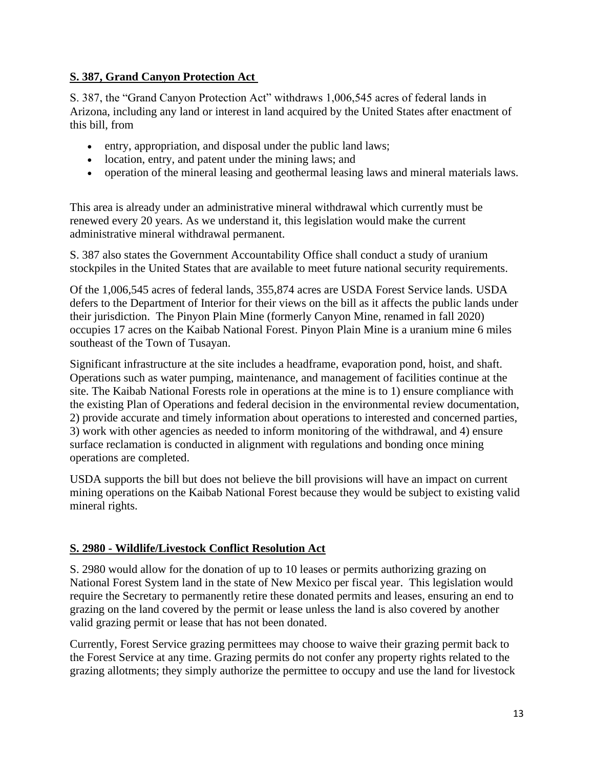## **S. 387, Grand Canyon Protection Act**

S. 387, the "Grand Canyon Protection Act" withdraws 1,006,545 acres of federal lands in Arizona, including any land or interest in land acquired by the United States after enactment of this bill, from

- entry, appropriation, and disposal under the public land laws;
- location, entry, and patent under the mining laws; and
- operation of the mineral leasing and geothermal leasing laws and mineral materials laws.

This area is already under an administrative mineral withdrawal which currently must be renewed every 20 years. As we understand it, this legislation would make the current administrative mineral withdrawal permanent.

S. 387 also states the Government Accountability Office shall conduct a study of uranium stockpiles in the United States that are available to meet future national security requirements.

Of the 1,006,545 acres of federal lands, 355,874 acres are USDA Forest Service lands. USDA defers to the Department of Interior for their views on the bill as it affects the public lands under their jurisdiction. The Pinyon Plain Mine (formerly Canyon Mine, renamed in fall 2020) occupies 17 acres on the Kaibab National Forest. Pinyon Plain Mine is a uranium mine 6 miles southeast of the Town of Tusayan.

Significant infrastructure at the site includes a headframe, evaporation pond, hoist, and shaft. Operations such as water pumping, maintenance, and management of facilities continue at the site. The Kaibab National Forests role in operations at the mine is to 1) ensure compliance with the existing Plan of Operations and federal decision in the environmental review documentation, 2) provide accurate and timely information about operations to interested and concerned parties, 3) work with other agencies as needed to inform monitoring of the withdrawal, and 4) ensure surface reclamation is conducted in alignment with regulations and bonding once mining operations are completed.

USDA supports the bill but does not believe the bill provisions will have an impact on current mining operations on the Kaibab National Forest because they would be subject to existing valid mineral rights.

## **S. 2980 - Wildlife/Livestock Conflict Resolution Act**

S. 2980 would allow for the donation of up to 10 leases or permits authorizing grazing on National Forest System land in the state of New Mexico per fiscal year. This legislation would require the Secretary to permanently retire these donated permits and leases, ensuring an end to grazing on the land covered by the permit or lease unless the land is also covered by another valid grazing permit or lease that has not been donated.

Currently, Forest Service grazing permittees may choose to waive their grazing permit back to the Forest Service at any time. Grazing permits do not confer any property rights related to the grazing allotments; they simply authorize the permittee to occupy and use the land for livestock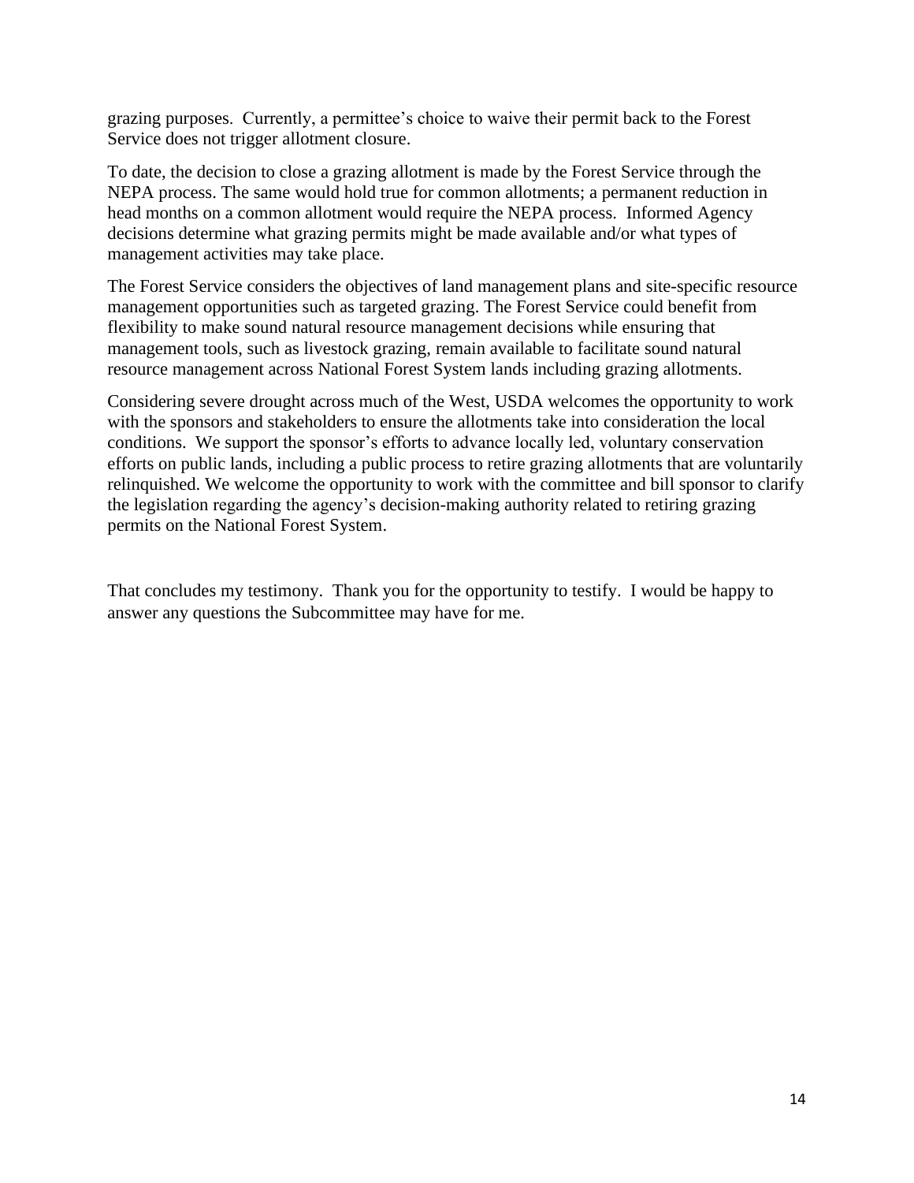grazing purposes. Currently, a permittee's choice to waive their permit back to the Forest Service does not trigger allotment closure.

To date, the decision to close a grazing allotment is made by the Forest Service through the NEPA process. The same would hold true for common allotments; a permanent reduction in head months on a common allotment would require the NEPA process. Informed Agency decisions determine what grazing permits might be made available and/or what types of management activities may take place.

The Forest Service considers the objectives of land management plans and site-specific resource management opportunities such as targeted grazing. The Forest Service could benefit from flexibility to make sound natural resource management decisions while ensuring that management tools, such as livestock grazing, remain available to facilitate sound natural resource management across National Forest System lands including grazing allotments.

Considering severe drought across much of the West, USDA welcomes the opportunity to work with the sponsors and stakeholders to ensure the allotments take into consideration the local conditions. We support the sponsor's efforts to advance locally led, voluntary conservation efforts on public lands, including a public process to retire grazing allotments that are voluntarily relinquished. We welcome the opportunity to work with the committee and bill sponsor to clarify the legislation regarding the agency's decision-making authority related to retiring grazing permits on the National Forest System.

That concludes my testimony. Thank you for the opportunity to testify. I would be happy to answer any questions the Subcommittee may have for me.